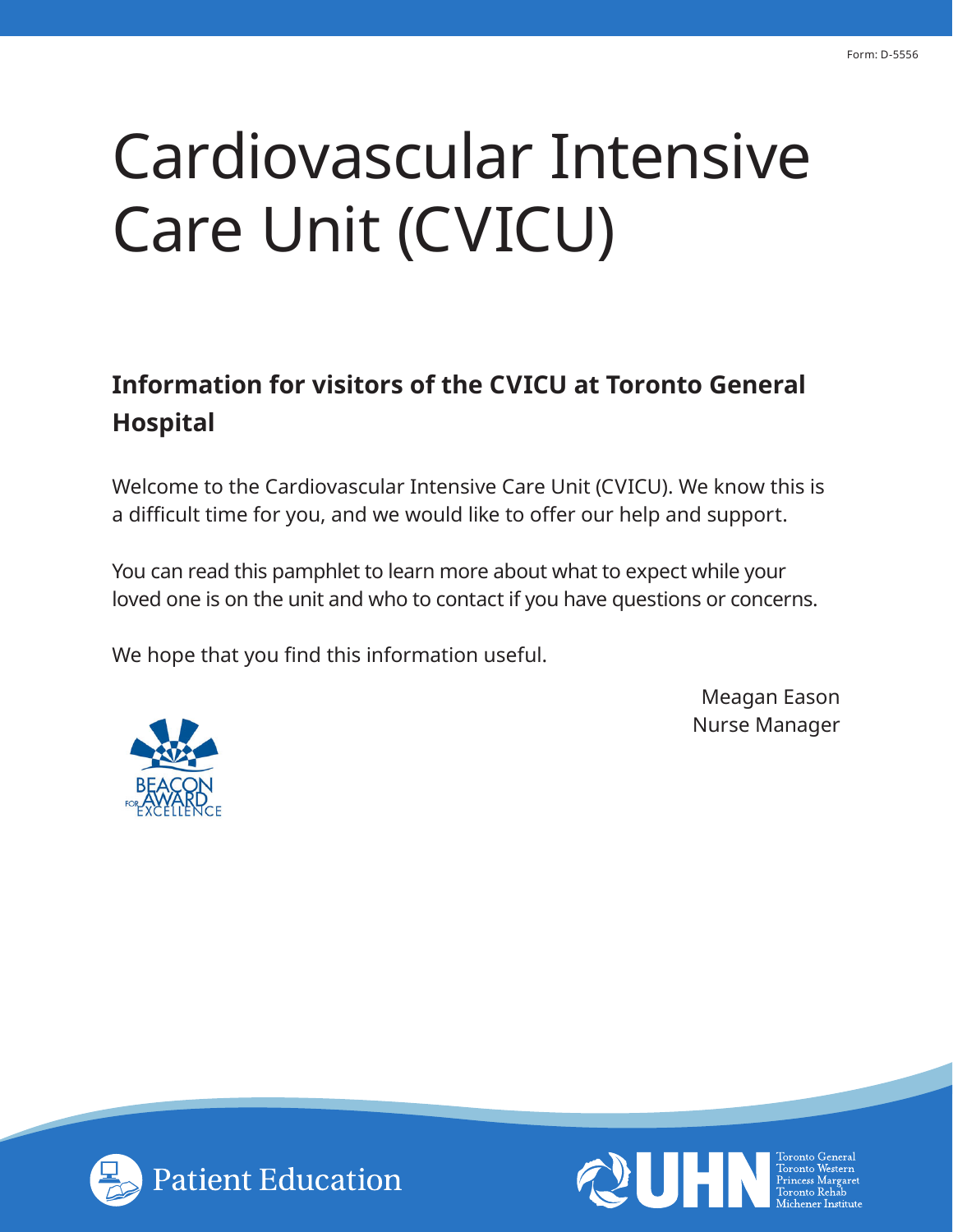Form: D-5556

# Cardiovascular Intensive Care Unit (CVICU)

## Information for visitors of the CVICU at Toronto General Hospital

Welcome to the Cardiovascular Intensive Care Unit (CVICU). We know this is a difficult time for you, and we would like to offer our help and support.

You can read this pamphlet to learn more about what to expect while your loved one is on the unit and who to contact if you have questions or concerns.

We hope that you find this information useful.

Meagan Eason
Nurse Manager

BEACON AWARD FOR EXCELLENCE

Patient Education

UHN
Toronto General
Toronto Western
Princess Margaret
Toronto Rehab
Michener Institute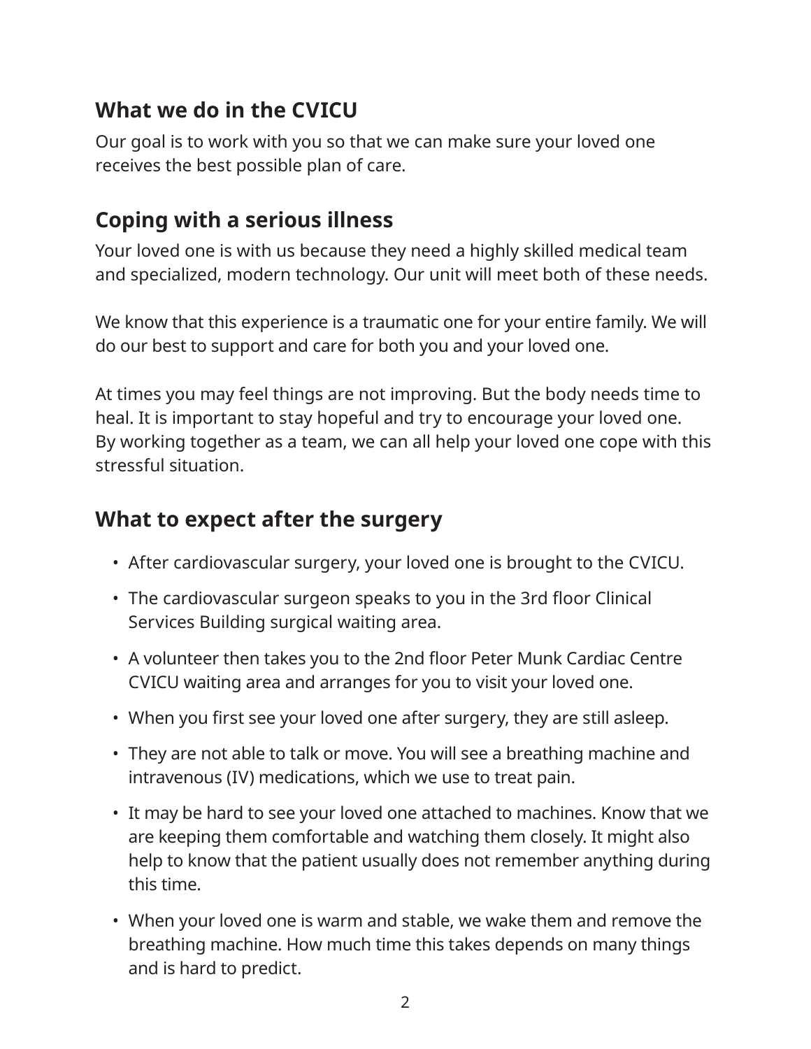## What we do in the CVICU

Our goal is to work with you so that we can make sure your loved one receives the best possible plan of care.

## Coping with a serious illness

Your loved one is with us because they need a highly skilled medical team and specialized, modern technology. Our unit will meet both of these needs.

We know that this experience is a traumatic one for your entire family. We will do our best to support and care for both you and your loved one.

At times you may feel things are not improving. But the body needs time to heal. It is important to stay hopeful and try to encourage your loved one. By working together as a team, we can all help your loved one cope with this stressful situation.

## What to expect after the surgery

- After cardiovascular surgery, your loved one is brought to the CVICU.
- The cardiovascular surgeon speaks to you in the 3rd floor Clinical Services Building surgical waiting area.
- A volunteer then takes you to the 2nd floor Peter Munk Cardiac Centre CVICU waiting area and arranges for you to visit your loved one.
- When you first see your loved one after surgery, they are still asleep.
- They are not able to talk or move. You will see a breathing machine and intravenous (IV) medications, which we use to treat pain.
- It may be hard to see your loved one attached to machines. Know that we are keeping them comfortable and watching them closely. It might also help to know that the patient usually does not remember anything during this time.
- When your loved one is warm and stable, we wake them and remove the breathing machine. How much time this takes depends on many things and is hard to predict.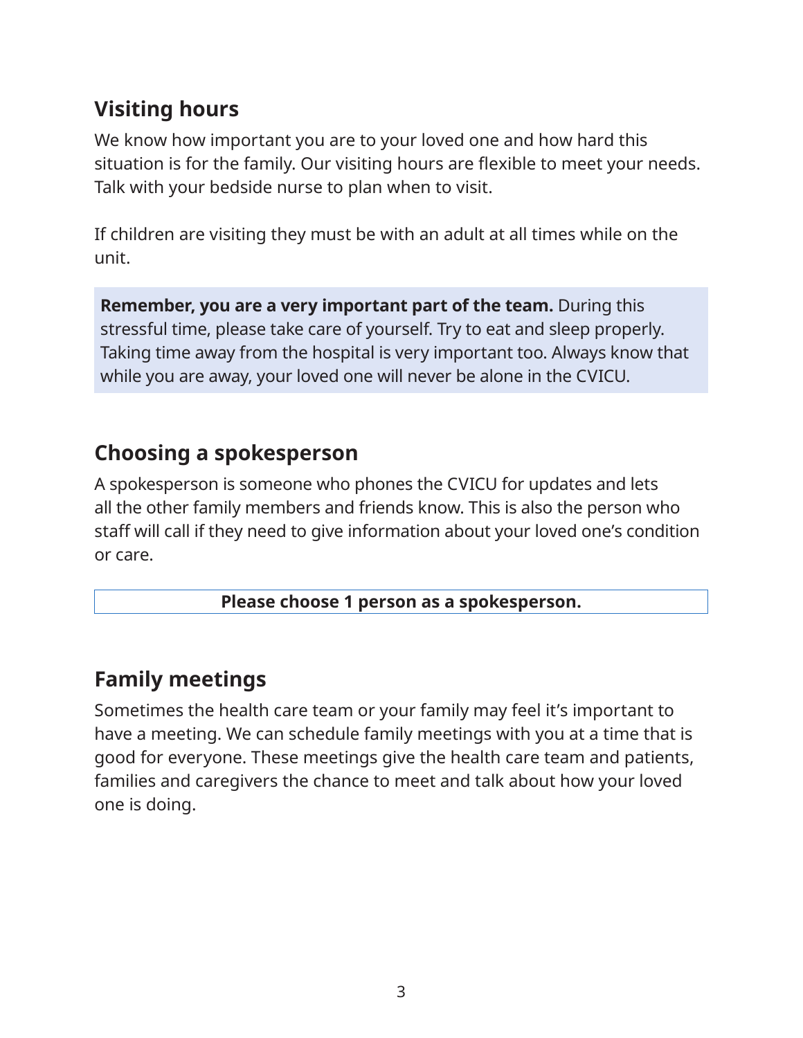## Visiting hours

We know how important you are to your loved one and how hard this situation is for the family. Our visiting hours are flexible to meet your needs. Talk with your bedside nurse to plan when to visit.

If children are visiting they must be with an adult at all times while on the unit.

> **Remember, you are a very important part of the team.** During this stressful time, please take care of yourself. Try to eat and sleep properly. Taking time away from the hospital is very important too. Always know that while you are away, your loved one will never be alone in the CVICU.

## Choosing a spokesperson

A spokesperson is someone who phones the CVICU for updates and lets all the other family members and friends know. This is also the person who staff will call if they need to give information about your loved one's condition or care.

**Please choose 1 person as a spokesperson.**

## Family meetings

Sometimes the health care team or your family may feel it's important to have a meeting. We can schedule family meetings with you at a time that is good for everyone. These meetings give the health care team and patients, families and caregivers the chance to meet and talk about how your loved one is doing.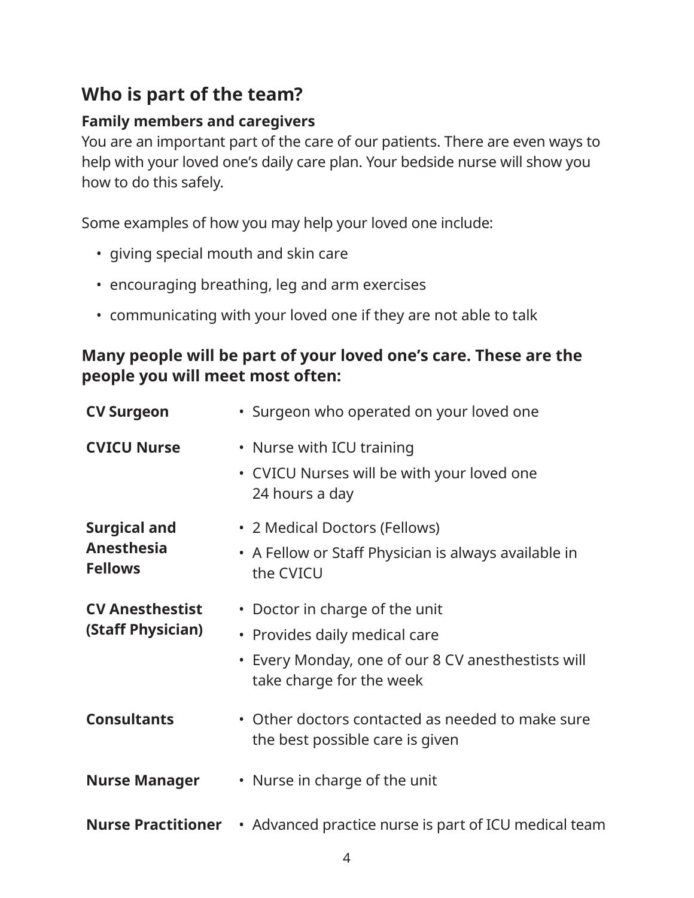## Who is part of the team?

### Family members and caregivers

You are an important part of the care of our patients. There are even ways to help with your loved one's daily care plan. Your bedside nurse will show you how to do this safely.

Some examples of how you may help your loved one include:

- giving special mouth and skin care
- encouraging breathing, leg and arm exercises
- communicating with your loved one if they are not able to talk

### Many people will be part of your loved one's care. These are the people you will meet most often:

| | |
|---|---|
| **CV Surgeon** | • Surgeon who operated on your loved one |
| **CVICU Nurse** | • Nurse with ICU training<br>• CVICU Nurses will be with your loved one 24 hours a day |
| **Surgical and Anesthesia Fellows** | • 2 Medical Doctors (Fellows)<br>• A Fellow or Staff Physician is always available in the CVICU |
| **CV Anesthestist (Staff Physician)** | • Doctor in charge of the unit<br>• Provides daily medical care<br>• Every Monday, one of our 8 CV anesthestists will take charge for the week |
| **Consultants** | • Other doctors contacted as needed to make sure the best possible care is given |
| **Nurse Manager** | • Nurse in charge of the unit |
| **Nurse Practitioner** | • Advanced practice nurse is part of ICU medical team |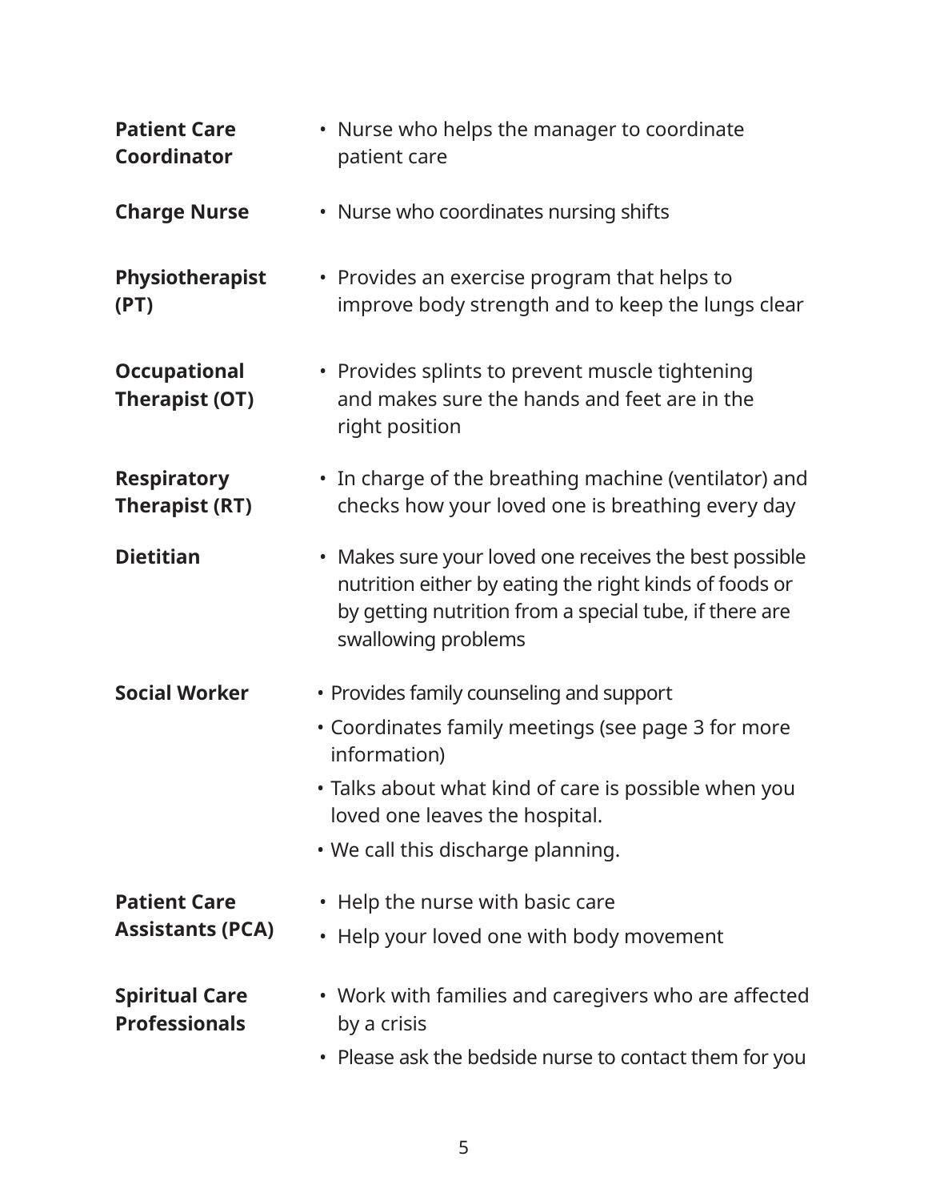| | |
|---|---|
| **Patient Care Coordinator** | • Nurse who helps the manager to coordinate patient care |
| **Charge Nurse** | • Nurse who coordinates nursing shifts |
| **Physiotherapist (PT)** | • Provides an exercise program that helps to improve body strength and to keep the lungs clear |
| **Occupational Therapist (OT)** | • Provides splints to prevent muscle tightening and makes sure the hands and feet are in the right position |
| **Respiratory Therapist (RT)** | • In charge of the breathing machine (ventilator) and checks how your loved one is breathing every day |
| **Dietitian** | • Makes sure your loved one receives the best possible nutrition either by eating the right kinds of foods or by getting nutrition from a special tube, if there are swallowing problems |
| **Social Worker** | • Provides family counseling and support<br>• Coordinates family meetings (see page 3 for more information)<br>• Talks about what kind of care is possible when you loved one leaves the hospital.<br>• We call this discharge planning. |
| **Patient Care Assistants (PCA)** | • Help the nurse with basic care<br>• Help your loved one with body movement |
| **Spiritual Care Professionals** | • Work with families and caregivers who are affected by a crisis<br>• Please ask the bedside nurse to contact them for you |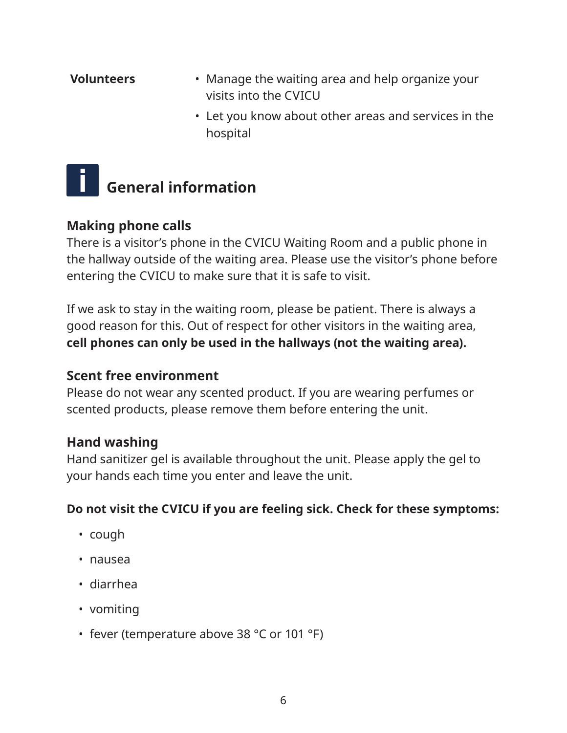| | |
|---|---|
| **Volunteers** | • Manage the waiting area and help organize your visits into the CVICU<br>• Let you know about other areas and services in the hospital |

## General information

### Making phone calls

There is a visitor's phone in the CVICU Waiting Room and a public phone in the hallway outside of the waiting area. Please use the visitor's phone before entering the CVICU to make sure that it is safe to visit.

If we ask to stay in the waiting room, please be patient. There is always a good reason for this. Out of respect for other visitors in the waiting area, **cell phones can only be used in the hallways (not the waiting area).**

### Scent free environment

Please do not wear any scented product. If you are wearing perfumes or scented products, please remove them before entering the unit.

### Hand washing

Hand sanitizer gel is available throughout the unit. Please apply the gel to your hands each time you enter and leave the unit.

**Do not visit the CVICU if you are feeling sick. Check for these symptoms:**

- cough
- nausea
- diarrhea
- vomiting
- fever (temperature above 38 °C or 101 °F)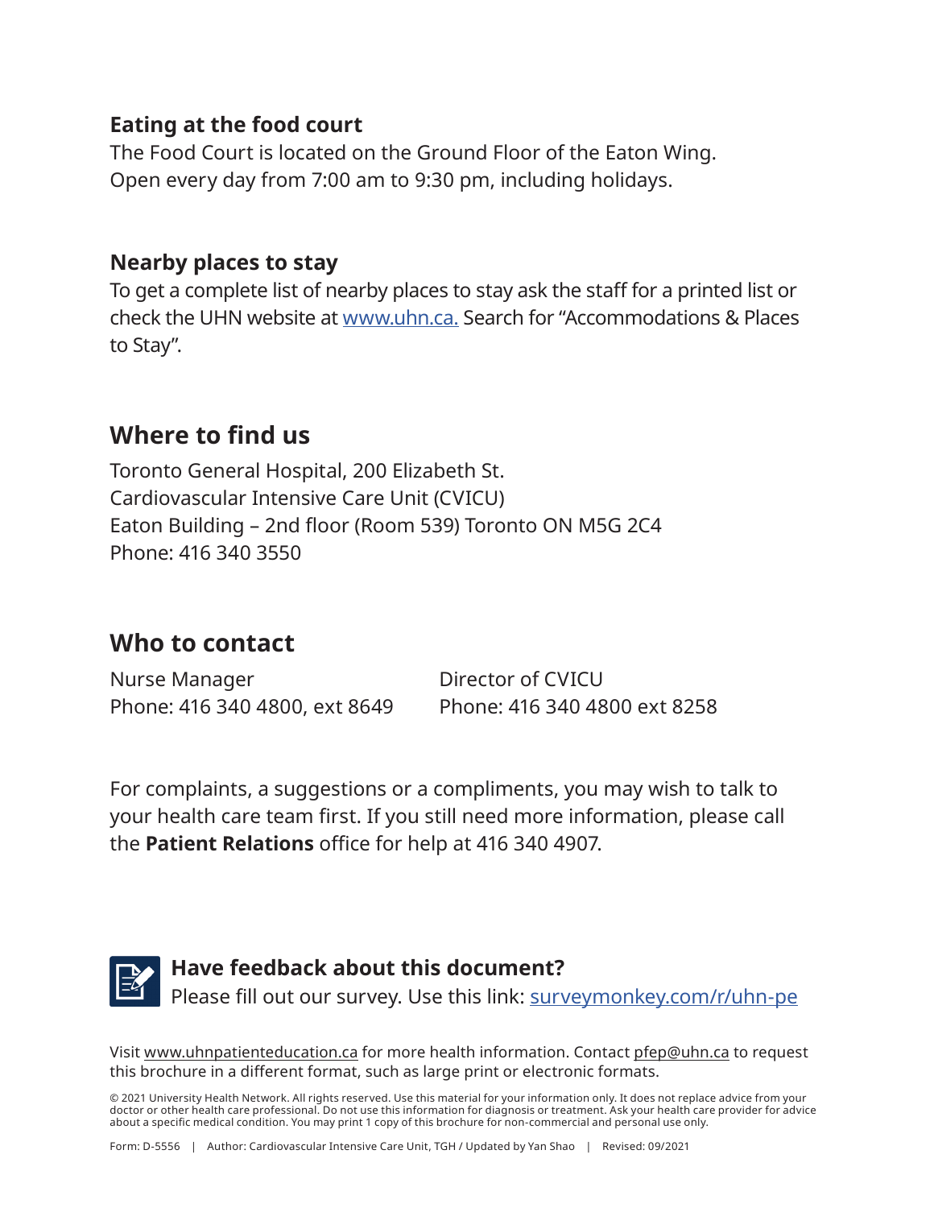### Eating at the food court

The Food Court is located on the Ground Floor of the Eaton Wing.
Open every day from 7:00 am to 9:30 pm, including holidays.

### Nearby places to stay

To get a complete list of nearby places to stay ask the staff for a printed list or check the UHN website at www.uhn.ca. Search for "Accommodations & Places to Stay".

## Where to find us

Toronto General Hospital, 200 Elizabeth St.
Cardiovascular Intensive Care Unit (CVICU)
Eaton Building – 2nd floor (Room 539) Toronto ON M5G 2C4
Phone: 416 340 3550

## Who to contact

Nurse Manager
Phone: 416 340 4800, ext 8649

Director of CVICU
Phone: 416 340 4800 ext 8258

For complaints, a suggestions or a compliments, you may wish to talk to your health care team first. If you still need more information, please call the **Patient Relations** office for help at 416 340 4907.

**Have feedback about this document?**
Please fill out our survey. Use this link: surveymonkey.com/r/uhn-pe

Visit www.uhnpatienteducation.ca for more health information. Contact pfep@uhn.ca to request this brochure in a different format, such as large print or electronic formats.

© 2021 University Health Network. All rights reserved. Use this material for your information only. It does not replace advice from your doctor or other health care professional. Do not use this information for diagnosis or treatment. Ask your health care provider for advice about a specific medical condition. You may print 1 copy of this brochure for non-commercial and personal use only.

Form: D-5556 | Author: Cardiovascular Intensive Care Unit, TGH / Updated by Yan Shao | Revised: 09/2021